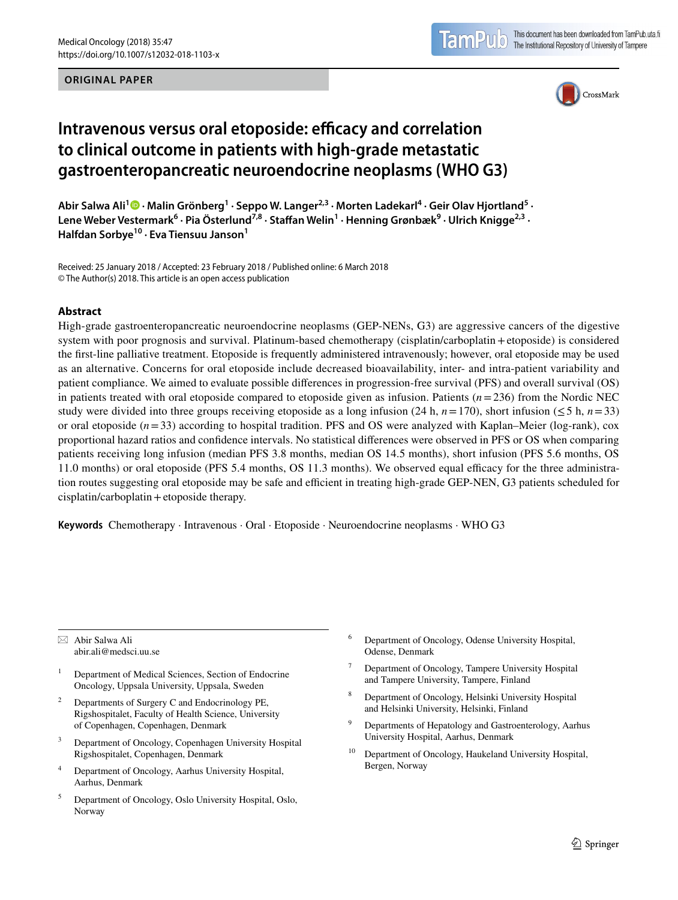ORIGINAL PAPER

# Intravenous versus oral etoposide: efficacy and correlation to clinical outcome in patients with high-grade metastatic gastroenteropancreatic neuroendocrine neoplasms (WHO G3)

**Abir Salwa Ali[1] · Malin Grönberg[1] · Seppo W. Langer[2,3] · Morten Ladekarl[4] · Geir Olav Hjortland[5] · Lene Weber Vestermark[6] · Pia Österlund[7,8] · Staffan Welin[1] · Henning Grønbæk[9] · Ulrich Knigge[2,3] · Halfdan Sorbye[10] · Eva Tiensuu Janson[1]**

Received: 25 January 2018 / Accepted: 23 February 2018 / Published online: 6 March 2018
© The Author(s) 2018. This article is an open access publication

## Abstract

High-grade gastroenteropancreatic neuroendocrine neoplasms (GEP-NENs, G3) are aggressive cancers of the digestive system with poor prognosis and survival. Platinum-based chemotherapy (cisplatin/carboplatin + etoposide) is considered the first-line palliative treatment. Etoposide is frequently administered intravenously; however, oral etoposide may be used as an alternative. Concerns for oral etoposide include decreased bioavailability, inter- and intra-patient variability and patient compliance. We aimed to evaluate possible differences in progression-free survival (PFS) and overall survival (OS) in patients treated with oral etoposide compared to etoposide given as infusion. Patients ($n = 236$) from the Nordic NEC study were divided into three groups receiving etoposide as a long infusion (24 h, $n = 170$), short infusion (≤ 5 h, $n = 33$) or oral etoposide ($n = 33$) according to hospital tradition. PFS and OS were analyzed with Kaplan–Meier (log-rank), cox proportional hazard ratios and confidence intervals. No statistical differences were observed in PFS or OS when comparing patients receiving long infusion (median PFS 3.8 months, median OS 14.5 months), short infusion (PFS 5.6 months, OS 11.0 months) or oral etoposide (PFS 5.4 months, OS 11.3 months). We observed equal efficacy for the three administration routes suggesting oral etoposide may be safe and efficient in treating high-grade GEP-NEN, G3 patients scheduled for cisplatin/carboplatin + etoposide therapy.

**Keywords** Chemotherapy · Intravenous · Oral · Etoposide · Neuroendocrine neoplasms · WHO G3

---

✉ Abir Salwa Ali
abir.ali@medsci.uu.se

[1] Department of Medical Sciences, Section of Endocrine Oncology, Uppsala University, Uppsala, Sweden

[2] Departments of Surgery C and Endocrinology PE, Rigshospitalet, Faculty of Health Science, University of Copenhagen, Copenhagen, Denmark

[3] Department of Oncology, Copenhagen University Hospital Rigshospitalet, Copenhagen, Denmark

[4] Department of Oncology, Aarhus University Hospital, Aarhus, Denmark

[5] Department of Oncology, Oslo University Hospital, Oslo, Norway

[6] Department of Oncology, Odense University Hospital, Odense, Denmark

[7] Department of Oncology, Tampere University Hospital and Tampere University, Tampere, Finland

[8] Department of Oncology, Helsinki University Hospital and Helsinki University, Helsinki, Finland

[9] Departments of Hepatology and Gastroenterology, Aarhus University Hospital, Aarhus, Denmark

[10] Department of Oncology, Haukeland University Hospital, Bergen, Norway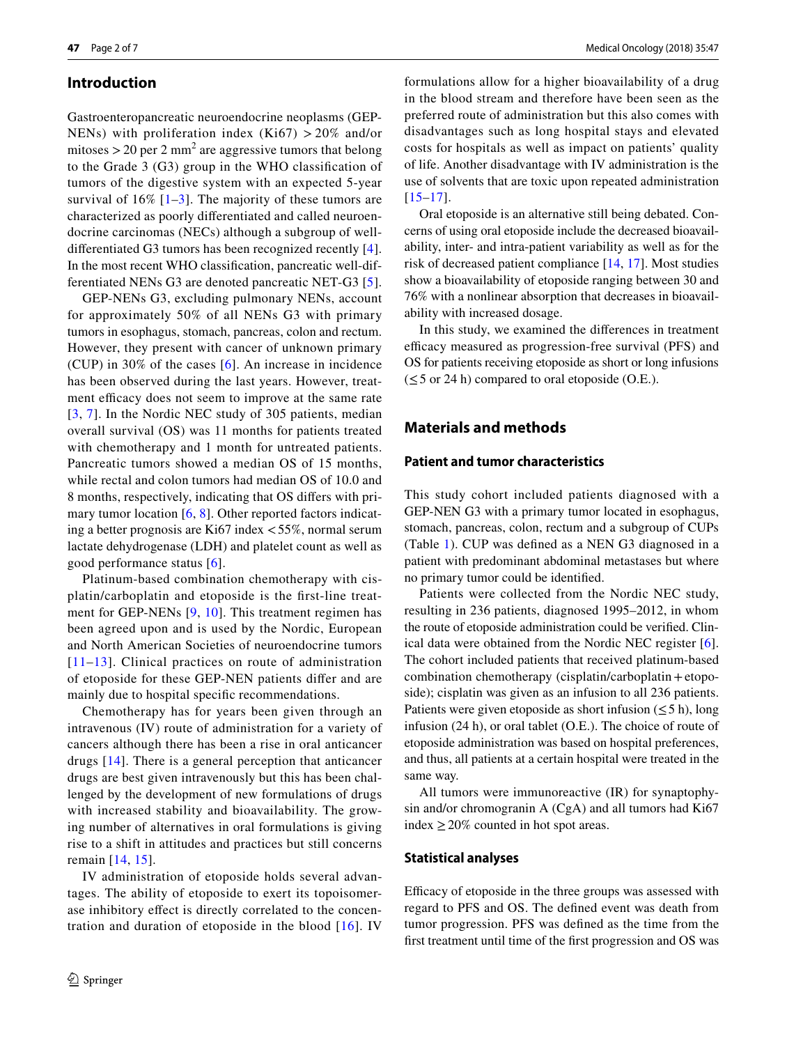## Introduction

Gastroenteropancreatic neuroendocrine neoplasms (GEP-NENs) with proliferation index (Ki67) > 20% and/or mitoses > 20 per 2 $mm^2$ are aggressive tumors that belong to the Grade 3 (G3) group in the WHO classification of tumors of the digestive system with an expected 5-year survival of 16% [1–3]. The majority of these tumors are characterized as poorly differentiated and called neuroendocrine carcinomas (NECs) although a subgroup of well-differentiated G3 tumors has been recognized recently [4]. In the most recent WHO classification, pancreatic well-differentiated NENs G3 are denoted pancreatic NET-G3 [5].

GEP-NENs G3, excluding pulmonary NENs, account for approximately 50% of all NENs G3 with primary tumors in esophagus, stomach, pancreas, colon and rectum. However, they present with cancer of unknown primary (CUP) in 30% of the cases [6]. An increase in incidence has been observed during the last years. However, treatment efficacy does not seem to improve at the same rate [3, 7]. In the Nordic NEC study of 305 patients, median overall survival (OS) was 11 months for patients treated with chemotherapy and 1 month for untreated patients. Pancreatic tumors showed a median OS of 15 months, while rectal and colon tumors had median OS of 10.0 and 8 months, respectively, indicating that OS differs with primary tumor location [6, 8]. Other reported factors indicating a better prognosis are Ki67 index < 55%, normal serum lactate dehydrogenase (LDH) and platelet count as well as good performance status [6].

Platinum-based combination chemotherapy with cisplatin/carboplatin and etoposide is the first-line treatment for GEP-NENs [9, 10]. This treatment regimen has been agreed upon and is used by the Nordic, European and North American Societies of neuroendocrine tumors [11–13]. Clinical practices on route of administration of etoposide for these GEP-NEN patients differ and are mainly due to hospital specific recommendations.

Chemotherapy has for years been given through an intravenous (IV) route of administration for a variety of cancers although there has been a rise in oral anticancer drugs [14]. There is a general perception that anticancer drugs are best given intravenously but this has been challenged by the development of new formulations of drugs with increased stability and bioavailability. The growing number of alternatives in oral formulations is giving rise to a shift in attitudes and practices but still concerns remain [14, 15].

IV administration of etoposide holds several advantages. The ability of etoposide to exert its topoisomerase inhibitory effect is directly correlated to the concentration and duration of etoposide in the blood [16]. IV formulations allow for a higher bioavailability of a drug in the blood stream and therefore have been seen as the preferred route of administration but this also comes with disadvantages such as long hospital stays and elevated costs for hospitals as well as impact on patients' quality of life. Another disadvantage with IV administration is the use of solvents that are toxic upon repeated administration [15–17].

Oral etoposide is an alternative still being debated. Concerns of using oral etoposide include the decreased bioavailability, inter- and intra-patient variability as well as for the risk of decreased patient compliance [14, 17]. Most studies show a bioavailability of etoposide ranging between 30 and 76% with a nonlinear absorption that decreases in bioavailability with increased dosage.

In this study, we examined the differences in treatment efficacy measured as progression-free survival (PFS) and OS for patients receiving etoposide as short or long infusions (≤ 5 or 24 h) compared to oral etoposide (O.E.).

## Materials and methods

### Patient and tumor characteristics

This study cohort included patients diagnosed with a GEP-NEN G3 with a primary tumor located in esophagus, stomach, pancreas, colon, rectum and a subgroup of CUPs (Table 1). CUP was defined as a NEN G3 diagnosed in a patient with predominant abdominal metastases but where no primary tumor could be identified.

Patients were collected from the Nordic NEC study, resulting in 236 patients, diagnosed 1995–2012, in whom the route of etoposide administration could be verified. Clinical data were obtained from the Nordic NEC register [6]. The cohort included patients that received platinum-based combination chemotherapy (cisplatin/carboplatin + etoposide); cisplatin was given as an infusion to all 236 patients. Patients were given etoposide as short infusion (≤ 5 h), long infusion (24 h), or oral tablet (O.E.). The choice of route of etoposide administration was based on hospital preferences, and thus, all patients at a certain hospital were treated in the same way.

All tumors were immunoreactive (IR) for synaptophysin and/or chromogranin A (CgA) and all tumors had Ki67 index ≥ 20% counted in hot spot areas.

### Statistical analyses

Efficacy of etoposide in the three groups was assessed with regard to PFS and OS. The defined event was death from tumor progression. PFS was defined as the time from the first treatment until time of the first progression and OS was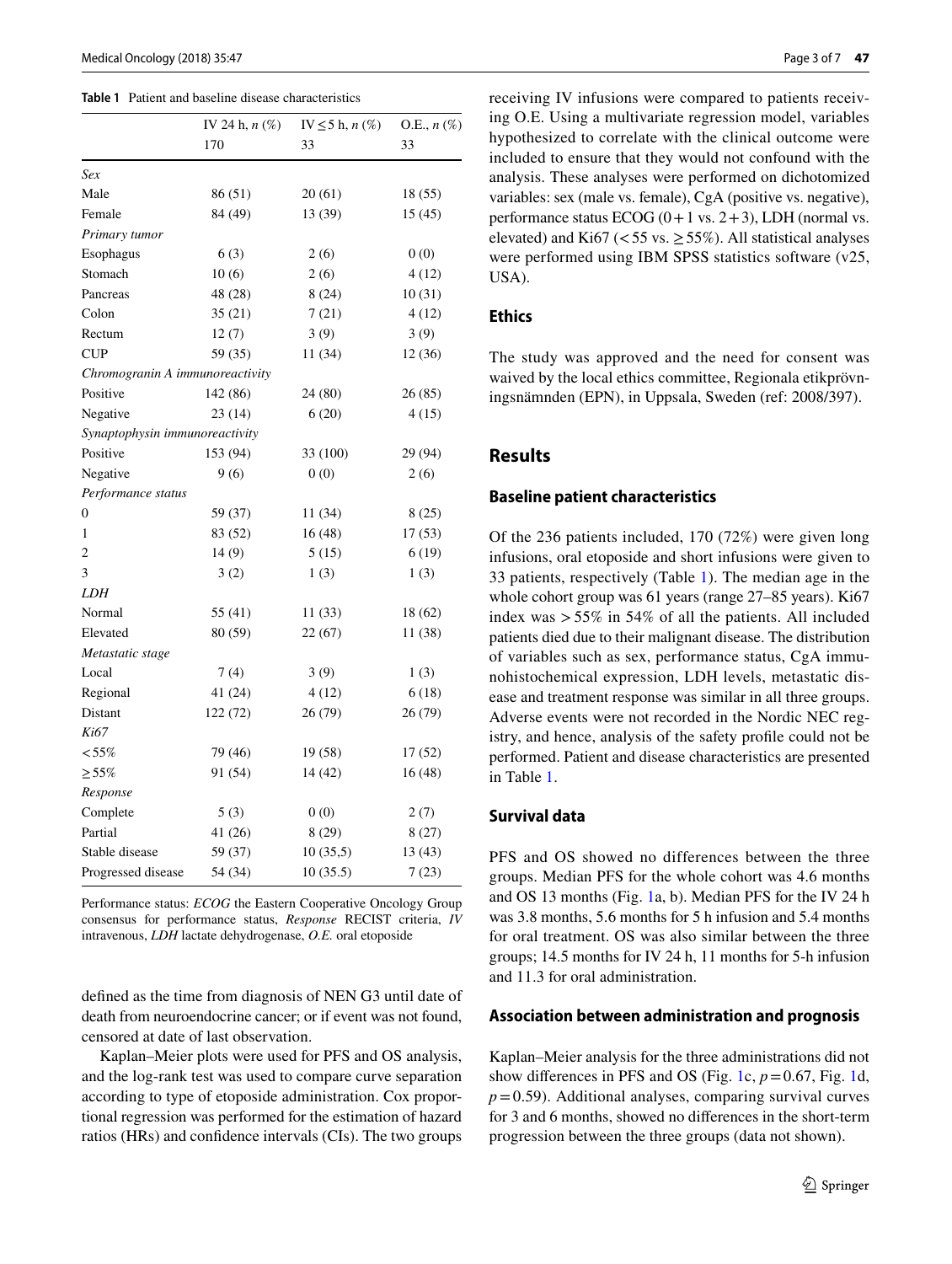**Table 1** Patient and baseline disease characteristics

| | IV 24 h, *n* (%) | IV ≤ 5 h, *n* (%) | O.E., *n* (%) |
|---|---|---|---|
| | 170 | 33 | 33 |
| *Sex* | | | |
| Male | 86 (51) | 20 (61) | 18 (55) |
| Female | 84 (49) | 13 (39) | 15 (45) |
| *Primary tumor* | | | |
| Esophagus | 6 (3) | 2 (6) | 0 (0) |
| Stomach | 10 (6) | 2 (6) | 4 (12) |
| Pancreas | 48 (28) | 8 (24) | 10 (31) |
| Colon | 35 (21) | 7 (21) | 4 (12) |
| Rectum | 12 (7) | 3 (9) | 3 (9) |
| CUP | 59 (35) | 11 (34) | 12 (36) |
| *Chromogranin A immunoreactivity* | | | |
| Positive | 142 (86) | 24 (80) | 26 (85) |
| Negative | 23 (14) | 6 (20) | 4 (15) |
| *Synaptophysin immunoreactivity* | | | |
| Positive | 153 (94) | 33 (100) | 29 (94) |
| Negative | 9 (6) | 0 (0) | 2 (6) |
| *Performance status* | | | |
| 0 | 59 (37) | 11 (34) | 8 (25) |
| 1 | 83 (52) | 16 (48) | 17 (53) |
| 2 | 14 (9) | 5 (15) | 6 (19) |
| 3 | 3 (2) | 1 (3) | 1 (3) |
| *LDH* | | | |
| Normal | 55 (41) | 11 (33) | 18 (62) |
| Elevated | 80 (59) | 22 (67) | 11 (38) |
| *Metastatic stage* | | | |
| Local | 7 (4) | 3 (9) | 1 (3) |
| Regional | 41 (24) | 4 (12) | 6 (18) |
| Distant | 122 (72) | 26 (79) | 26 (79) |
| *Ki67* | | | |
| < 55% | 79 (46) | 19 (58) | 17 (52) |
| ≥ 55% | 91 (54) | 14 (42) | 16 (48) |
| *Response* | | | |
| Complete | 5 (3) | 0 (0) | 2 (7) |
| Partial | 41 (26) | 8 (29) | 8 (27) |
| Stable disease | 59 (37) | 10 (35,5) | 13 (43) |
| Progressed disease | 54 (34) | 10 (35.5) | 7 (23) |

Performance status: *ECOG* the Eastern Cooperative Oncology Group consensus for performance status, *Response* RECIST criteria, *IV* intravenous, *LDH* lactate dehydrogenase, *O.E.* oral etoposide

defined as the time from diagnosis of NEN G3 until date of death from neuroendocrine cancer; or if event was not found, censored at date of last observation.

Kaplan–Meier plots were used for PFS and OS analysis, and the log-rank test was used to compare curve separation according to type of etoposide administration. Cox proportional regression was performed for the estimation of hazard ratios (HRs) and confidence intervals (CIs). The two groups receiving IV infusions were compared to patients receiving O.E. Using a multivariate regression model, variables hypothesized to correlate with the clinical outcome were included to ensure that they would not confound with the analysis. These analyses were performed on dichotomized variables: sex (male vs. female), CgA (positive vs. negative), performance status ECOG (0 + 1 vs. 2 + 3), LDH (normal vs. elevated) and Ki67 (< 55 vs. ≥ 55%). All statistical analyses were performed using IBM SPSS statistics software (v25, USA).

## Ethics

The study was approved and the need for consent was waived by the local ethics committee, Regionala etikprövningsnämnden (EPN), in Uppsala, Sweden (ref: 2008/397).

## Results

### Baseline patient characteristics

Of the 236 patients included, 170 (72%) were given long infusions, oral etoposide and short infusions were given to 33 patients, respectively (Table 1). The median age in the whole cohort group was 61 years (range 27–85 years). Ki67 index was > 55% in 54% of all the patients. All included patients died due to their malignant disease. The distribution of variables such as sex, performance status, CgA immunohistochemical expression, LDH levels, metastatic disease and treatment response was similar in all three groups. Adverse events were not recorded in the Nordic NEC registry, and hence, analysis of the safety profile could not be performed. Patient and disease characteristics are presented in Table 1.

### Survival data

PFS and OS showed no differences between the three groups. Median PFS for the whole cohort was 4.6 months and OS 13 months (Fig. 1a, b). Median PFS for the IV 24 h was 3.8 months, 5.6 months for 5 h infusion and 5.4 months for oral treatment. OS was also similar between the three groups; 14.5 months for IV 24 h, 11 months for 5-h infusion and 11.3 for oral administration.

### Association between administration and prognosis

Kaplan–Meier analysis for the three administrations did not show differences in PFS and OS (Fig. 1c, $p = 0.67$, Fig. 1d, $p = 0.59$). Additional analyses, comparing survival curves for 3 and 6 months, showed no differences in the short-term progression between the three groups (data not shown).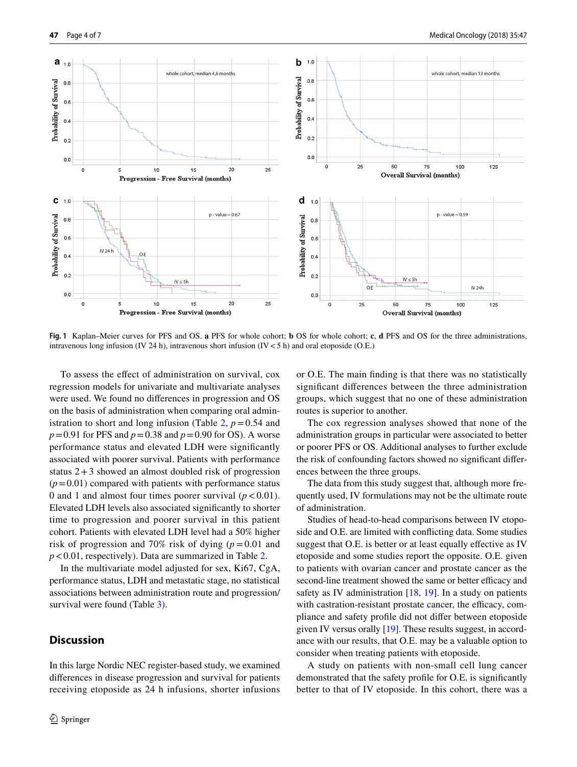Fig. 1 Kaplan–Meier curves for PFS and OS. **a** PFS for whole cohort; **b** OS for whole cohort; **c**, **d** PFS and OS for the three administrations, intravenous long infusion (IV 24 h), intravenous short infusion (IV < 5 h) and oral etoposide (O.E.)

To assess the effect of administration on survival, cox regression models for univariate and multivariate analyses were used. We found no differences in progression and OS on the basis of administration when comparing oral administration to short and long infusion (Table 2, $p = 0.54$ and $p = 0.91$ for PFS and $p = 0.38$ and $p = 0.90$ for OS). A worse performance status and elevated LDH were significantly associated with poorer survival. Patients with performance status 2 + 3 showed an almost doubled risk of progression ($p = 0.01$) compared with patients with performance status 0 and 1 and almost four times poorer survival ($p < 0.01$). Elevated LDH levels also associated significantly to shorter time to progression and poorer survival in this patient cohort. Patients with elevated LDH level had a 50% higher risk of progression and 70% risk of dying ($p = 0.01$ and $p < 0.01$, respectively). Data are summarized in Table 2.

In the multivariate model adjusted for sex, Ki67, CgA, performance status, LDH and metastatic stage, no statistical associations between administration route and progression/survival were found (Table 3).

## Discussion

In this large Nordic NEC register-based study, we examined differences in disease progression and survival for patients receiving etoposide as 24 h infusions, shorter infusions or O.E. The main finding is that there was no statistically significant differences between the three administration groups, which suggest that no one of these administration routes is superior to another.

The cox regression analyses showed that none of the administration groups in particular were associated to better or poorer PFS or OS. Additional analyses to further exclude the risk of confounding factors showed no significant differences between the three groups.

The data from this study suggest that, although more frequently used, IV formulations may not be the ultimate route of administration.

Studies of head-to-head comparisons between IV etoposide and O.E. are limited with conflicting data. Some studies suggest that O.E. is better or at least equally effective as IV etoposide and some studies report the opposite. O.E. given to patients with ovarian cancer and prostate cancer as the second-line treatment showed the same or better efficacy and safety as IV administration [18, 19]. In a study on patients with castration-resistant prostate cancer, the efficacy, compliance and safety profile did not differ between etoposide given IV versus orally [19]. These results suggest, in accordance with our results, that O.E. may be a valuable option to consider when treating patients with etoposide.

A study on patients with non-small cell lung cancer demonstrated that the safety profile for O.E. is significantly better to that of IV etoposide. In this cohort, there was a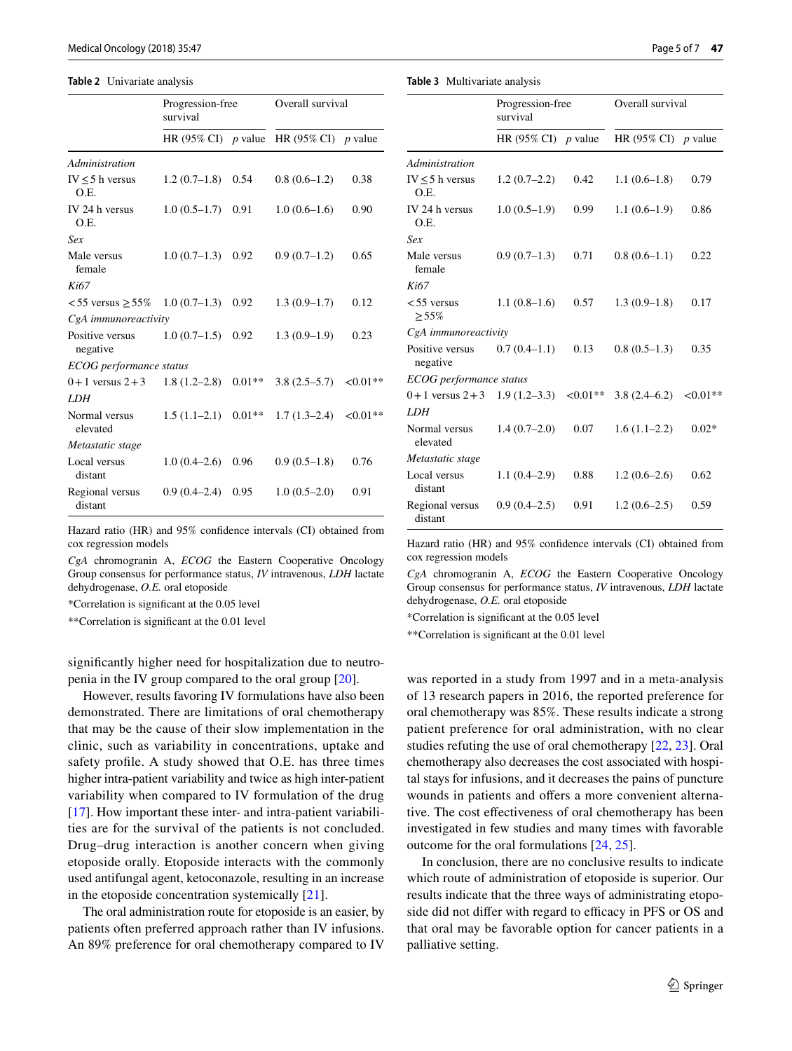**Table 2** Univariate analysis

| | Progression-free survival | | Overall survival | |
|---|---|---|---|---|
| | HR (95% CI) | *p* value | HR (95% CI) | *p* value |
| *Administration* | | | | |
| IV ≤ 5 h versus O.E. | 1.2 (0.7–1.8) | 0.54 | 0.8 (0.6–1.2) | 0.38 |
| IV 24 h versus O.E. | 1.0 (0.5–1.7) | 0.91 | 1.0 (0.6–1.6) | 0.90 |
| *Sex* | | | | |
| Male versus female | 1.0 (0.7–1.3) | 0.92 | 0.9 (0.7–1.2) | 0.65 |
| *Ki67* | | | | |
| < 55 versus ≥ 55% | 1.0 (0.7–1.3) | 0.92 | 1.3 (0.9–1.7) | 0.12 |
| *CgA immunoreactivity* | | | | |
| Positive versus negative | 1.0 (0.7–1.5) | 0.92 | 1.3 (0.9–1.9) | 0.23 |
| *ECOG performance status* | | | | |
| 0 + 1 versus 2 + 3 | 1.8 (1.2–2.8) | 0.01** | 3.8 (2.5–5.7) | <0.01** |
| *LDH* | | | | |
| Normal versus elevated | 1.5 (1.1–2.1) | 0.01** | 1.7 (1.3–2.4) | <0.01** |
| *Metastatic stage* | | | | |
| Local versus distant | 1.0 (0.4–2.6) | 0.96 | 0.9 (0.5–1.8) | 0.76 |
| Regional versus distant | 0.9 (0.4–2.4) | 0.95 | 1.0 (0.5–2.0) | 0.91 |

Hazard ratio (HR) and 95% confidence intervals (CI) obtained from cox regression models

*CgA* chromogranin A, *ECOG* the Eastern Cooperative Oncology Group consensus for performance status, *IV* intravenous, *LDH* lactate dehydrogenase, *O.E.* oral etoposide

*Correlation is significant at the 0.05 level

**Correlation is significant at the 0.01 level

**Table 3** Multivariate analysis

| | Progression-free survival | | Overall survival | |
|---|---|---|---|---|
| | HR (95% CI) | *p* value | HR (95% CI) | *p* value |
| *Administration* | | | | |
| IV ≤ 5 h versus O.E. | 1.2 (0.7–2.2) | 0.42 | 1.1 (0.6–1.8) | 0.79 |
| IV 24 h versus O.E. | 1.0 (0.5–1.9) | 0.99 | 1.1 (0.6–1.9) | 0.86 |
| *Sex* | | | | |
| Male versus female | 0.9 (0.7–1.3) | 0.71 | 0.8 (0.6–1.1) | 0.22 |
| *Ki67* | | | | |
| < 55 versus ≥ 55% | 1.1 (0.8–1.6) | 0.57 | 1.3 (0.9–1.8) | 0.17 |
| *CgA immunoreactivity* | | | | |
| Positive versus negative | 0.7 (0.4–1.1) | 0.13 | 0.8 (0.5–1.3) | 0.35 |
| *ECOG performance status* | | | | |
| 0 + 1 versus 2 + 3 | 1.9 (1.2–3.3) | <0.01** | 3.8 (2.4–6.2) | <0.01** |
| *LDH* | | | | |
| Normal versus elevated | 1.4 (0.7–2.0) | 0.07 | 1.6 (1.1–2.2) | 0.02* |
| *Metastatic stage* | | | | |
| Local versus distant | 1.1 (0.4–2.9) | 0.88 | 1.2 (0.6–2.6) | 0.62 |
| Regional versus distant | 0.9 (0.4–2.5) | 0.91 | 1.2 (0.6–2.5) | 0.59 |

Hazard ratio (HR) and 95% confidence intervals (CI) obtained from cox regression models

*CgA* chromogranin A, *ECOG* the Eastern Cooperative Oncology Group consensus for performance status, *IV* intravenous, *LDH* lactate dehydrogenase, *O.E.* oral etoposide

*Correlation is significant at the 0.05 level

**Correlation is significant at the 0.01 level

significantly higher need for hospitalization due to neutropenia in the IV group compared to the oral group [20].

However, results favoring IV formulations have also been demonstrated. There are limitations of oral chemotherapy that may be the cause of their slow implementation in the clinic, such as variability in concentrations, uptake and safety profile. A study showed that O.E. has three times higher intra-patient variability and twice as high inter-patient variability when compared to IV formulation of the drug [17]. How important these inter- and intra-patient variabilities are for the survival of the patients is not concluded. Drug–drug interaction is another concern when giving etoposide orally. Etoposide interacts with the commonly used antifungal agent, ketoconazole, resulting in an increase in the etoposide concentration systemically [21].

The oral administration route for etoposide is an easier, by patients often preferred approach rather than IV infusions. An 89% preference for oral chemotherapy compared to IV was reported in a study from 1997 and in a meta-analysis of 13 research papers in 2016, the reported preference for oral chemotherapy was 85%. These results indicate a strong patient preference for oral administration, with no clear studies refuting the use of oral chemotherapy [22, 23]. Oral chemotherapy also decreases the cost associated with hospital stays for infusions, and it decreases the pains of puncture wounds in patients and offers a more convenient alternative. The cost effectiveness of oral chemotherapy has been investigated in few studies and many times with favorable outcome for the oral formulations [24, 25].

In conclusion, there are no conclusive results to indicate which route of administration of etoposide is superior. Our results indicate that the three ways of administrating etoposide did not differ with regard to efficacy in PFS or OS and that oral may be favorable option for cancer patients in a palliative setting.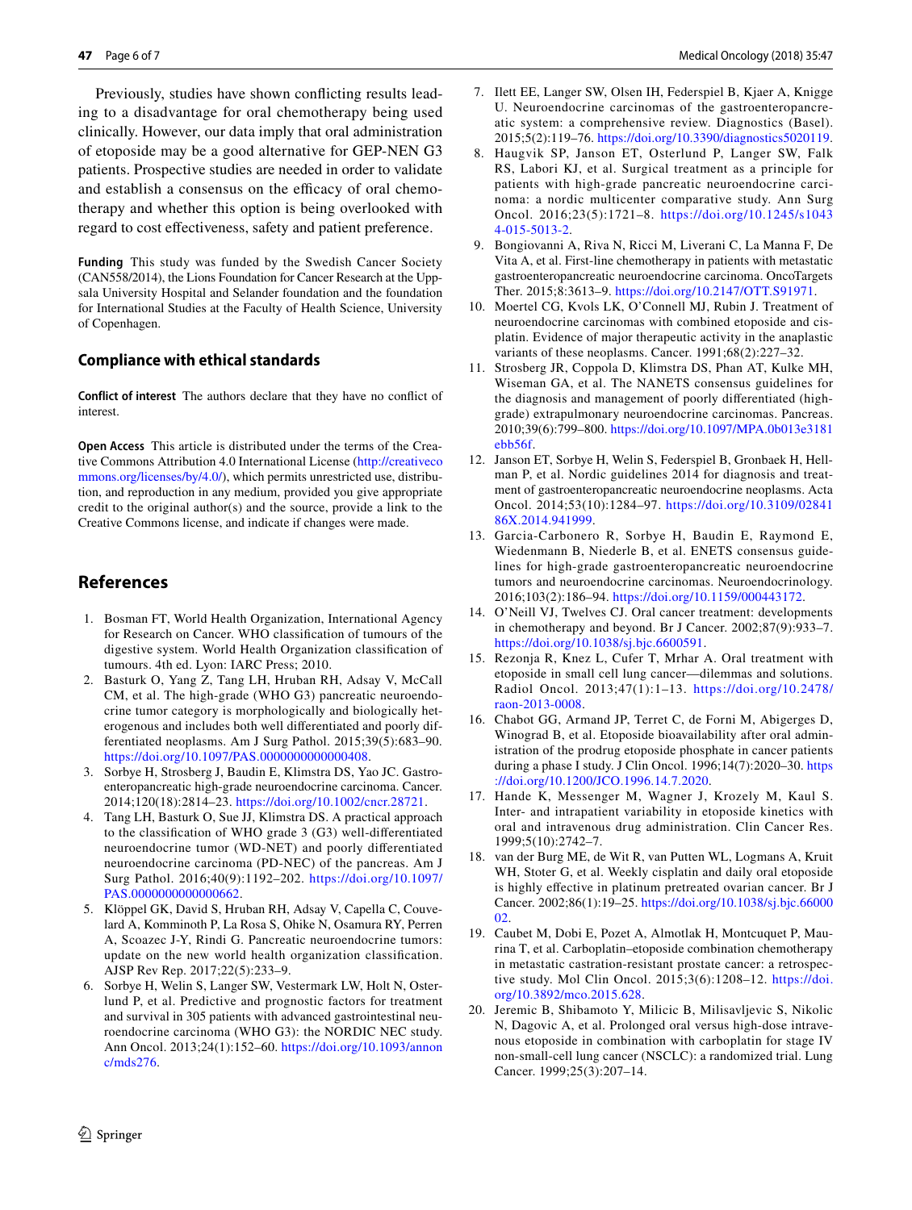Previously, studies have shown conflicting results leading to a disadvantage for oral chemotherapy being used clinically. However, our data imply that oral administration of etoposide may be a good alternative for GEP-NEN G3 patients. Prospective studies are needed in order to validate and establish a consensus on the efficacy of oral chemotherapy and whether this option is being overlooked with regard to cost effectiveness, safety and patient preference.

**Funding** This study was funded by the Swedish Cancer Society (CAN558/2014), the Lions Foundation for Cancer Research at the Uppsala University Hospital and Selander foundation and the foundation for International Studies at the Faculty of Health Science, University of Copenhagen.

## Compliance with ethical standards

**Conflict of interest** The authors declare that they have no conflict of interest.

**Open Access** This article is distributed under the terms of the Creative Commons Attribution 4.0 International License (http://creativecommons.org/licenses/by/4.0/), which permits unrestricted use, distribution, and reproduction in any medium, provided you give appropriate credit to the original author(s) and the source, provide a link to the Creative Commons license, and indicate if changes were made.

## References

1. Bosman FT, World Health Organization, International Agency for Research on Cancer. WHO classification of tumours of the digestive system. World Health Organization classification of tumours. 4th ed. Lyon: IARC Press; 2010.
2. Basturk O, Yang Z, Tang LH, Hruban RH, Adsay V, McCall CM, et al. The high-grade (WHO G3) pancreatic neuroendocrine tumor category is morphologically and biologically heterogenous and includes both well differentiated and poorly differentiated neoplasms. Am J Surg Pathol. 2015;39(5):683–90. https://doi.org/10.1097/PAS.0000000000000408.
3. Sorbye H, Strosberg J, Baudin E, Klimstra DS, Yao JC. Gastroenteropancreatic high-grade neuroendocrine carcinoma. Cancer. 2014;120(18):2814–23. https://doi.org/10.1002/cncr.28721.
4. Tang LH, Basturk O, Sue JJ, Klimstra DS. A practical approach to the classification of WHO grade 3 (G3) well-differentiated neuroendocrine tumor (WD-NET) and poorly differentiated neuroendocrine carcinoma (PD-NEC) of the pancreas. Am J Surg Pathol. 2016;40(9):1192–202. https://doi.org/10.1097/PAS.0000000000000662.
5. Klöppel GK, David S, Hruban RH, Adsay V, Capella C, Couvelard A, Komminoth P, La Rosa S, Ohike N, Osamura RY, Perren A, Scoazec J-Y, Rindi G. Pancreatic neuroendocrine tumors: update on the new world health organization classification. AJSP Rev Rep. 2017;22(5):233–9.
6. Sorbye H, Welin S, Langer SW, Vestermark LW, Holt N, Osterlund P, et al. Predictive and prognostic factors for treatment and survival in 305 patients with advanced gastrointestinal neuroendocrine carcinoma (WHO G3): the NORDIC NEC study. Ann Oncol. 2013;24(1):152–60. https://doi.org/10.1093/annonc/mds276.
7. Ilett EE, Langer SW, Olsen IH, Federspiel B, Kjaer A, Knigge U. Neuroendocrine carcinomas of the gastroenteropancreatic system: a comprehensive review. Diagnostics (Basel). 2015;5(2):119–76. https://doi.org/10.3390/diagnostics5020119.
8. Haugvik SP, Janson ET, Osterlund P, Langer SW, Falk RS, Labori KJ, et al. Surgical treatment as a principle for patients with high-grade pancreatic neuroendocrine carcinoma: a nordic multicenter comparative study. Ann Surg Oncol. 2016;23(5):1721–8. https://doi.org/10.1245/s10434-015-5013-2.
9. Bongiovanni A, Riva N, Ricci M, Liverani C, La Manna F, De Vita A, et al. First-line chemotherapy in patients with metastatic gastroenteropancreatic neuroendocrine carcinoma. OncoTargets Ther. 2015;8:3613–9. https://doi.org/10.2147/OTT.S91971.
10. Moertel CG, Kvols LK, O'Connell MJ, Rubin J. Treatment of neuroendocrine carcinomas with combined etoposide and cisplatin. Evidence of major therapeutic activity in the anaplastic variants of these neoplasms. Cancer. 1991;68(2):227–32.
11. Strosberg JR, Coppola D, Klimstra DS, Phan AT, Kulke MH, Wiseman GA, et al. The NANETS consensus guidelines for the diagnosis and management of poorly differentiated (high-grade) extrapulmonary neuroendocrine carcinomas. Pancreas. 2010;39(6):799–800. https://doi.org/10.1097/MPA.0b013e3181ebb56f.
12. Janson ET, Sorbye H, Welin S, Federspiel B, Gronbaek H, Hellman P, et al. Nordic guidelines 2014 for diagnosis and treatment of gastroenteropancreatic neuroendocrine neoplasms. Acta Oncol. 2014;53(10):1284–97. https://doi.org/10.3109/0284186X.2014.941999.
13. Garcia-Carbonero R, Sorbye H, Baudin E, Raymond E, Wiedenmann B, Niederle B, et al. ENETS consensus guidelines for high-grade gastroenteropancreatic neuroendocrine tumors and neuroendocrine carcinomas. Neuroendocrinology. 2016;103(2):186–94. https://doi.org/10.1159/000443172.
14. O'Neill VJ, Twelves CJ. Oral cancer treatment: developments in chemotherapy and beyond. Br J Cancer. 2002;87(9):933–7. https://doi.org/10.1038/sj.bjc.6600591.
15. Rezonja R, Knez L, Cufer T, Mrhar A. Oral treatment with etoposide in small cell lung cancer—dilemmas and solutions. Radiol Oncol. 2013;47(1):1–13. https://doi.org/10.2478/raon-2013-0008.
16. Chabot GG, Armand JP, Terret C, de Forni M, Abigerges D, Winograd B, et al. Etoposide bioavailability after oral administration of the prodrug etoposide phosphate in cancer patients during a phase I study. J Clin Oncol. 1996;14(7):2020–30. https://doi.org/10.1200/JCO.1996.14.7.2020.
17. Hande K, Messenger M, Wagner J, Krozely M, Kaul S. Inter- and intrapatient variability in etoposide kinetics with oral and intravenous drug administration. Clin Cancer Res. 1999;5(10):2742–7.
18. van der Burg ME, de Wit R, van Putten WL, Logmans A, Kruit WH, Stoter G, et al. Weekly cisplatin and daily oral etoposide is highly effective in platinum pretreated ovarian cancer. Br J Cancer. 2002;86(1):19–25. https://doi.org/10.1038/sj.bjc.6600002.
19. Caubet M, Dobi E, Pozet A, Almotlak H, Montcuquet P, Maurina T, et al. Carboplatin–etoposide combination chemotherapy in metastatic castration-resistant prostate cancer: a retrospective study. Mol Clin Oncol. 2015;3(6):1208–12. https://doi.org/10.3892/mco.2015.628.
20. Jeremic B, Shibamoto Y, Milicic B, Milisavljevic S, Nikolic N, Dagovic A, et al. Prolonged oral versus high-dose intravenous etoposide in combination with carboplatin for stage IV non-small-cell lung cancer (NSCLC): a randomized trial. Lung Cancer. 1999;25(3):207–14.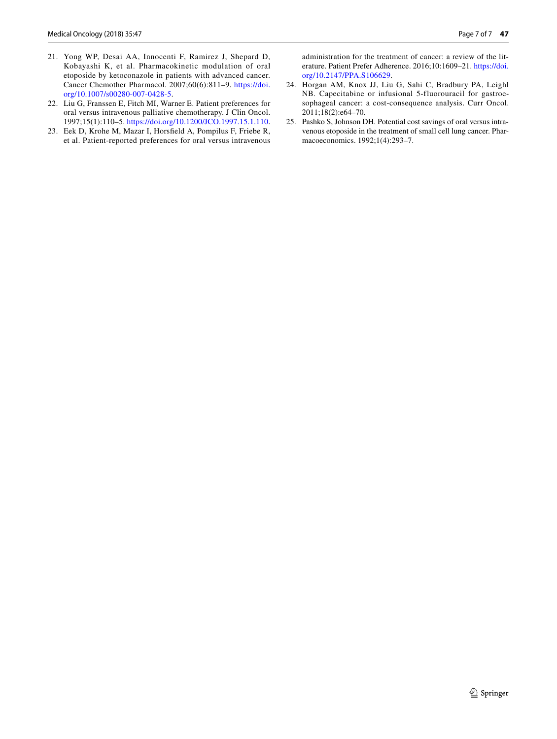21. Yong WP, Desai AA, Innocenti F, Ramirez J, Shepard D, Kobayashi K, et al. Pharmacokinetic modulation of oral etoposide by ketoconazole in patients with advanced cancer. Cancer Chemother Pharmacol. 2007;60(6):811–9. https://doi.org/10.1007/s00280-007-0428-5.
22. Liu G, Franssen E, Fitch MI, Warner E. Patient preferences for oral versus intravenous palliative chemotherapy. J Clin Oncol. 1997;15(1):110–5. https://doi.org/10.1200/JCO.1997.15.1.110.
23. Eek D, Krohe M, Mazar I, Horsfield A, Pompilus F, Friebe R, et al. Patient-reported preferences for oral versus intravenous administration for the treatment of cancer: a review of the literature. Patient Prefer Adherence. 2016;10:1609–21. https://doi.org/10.2147/PPA.S106629.
24. Horgan AM, Knox JJ, Liu G, Sahi C, Bradbury PA, Leighl NB. Capecitabine or infusional 5-fluorouracil for gastroesophageal cancer: a cost-consequence analysis. Curr Oncol. 2011;18(2):e64–70.
25. Pashko S, Johnson DH. Potential cost savings of oral versus intravenous etoposide in the treatment of small cell lung cancer. Pharmacoeconomics. 1992;1(4):293–7.